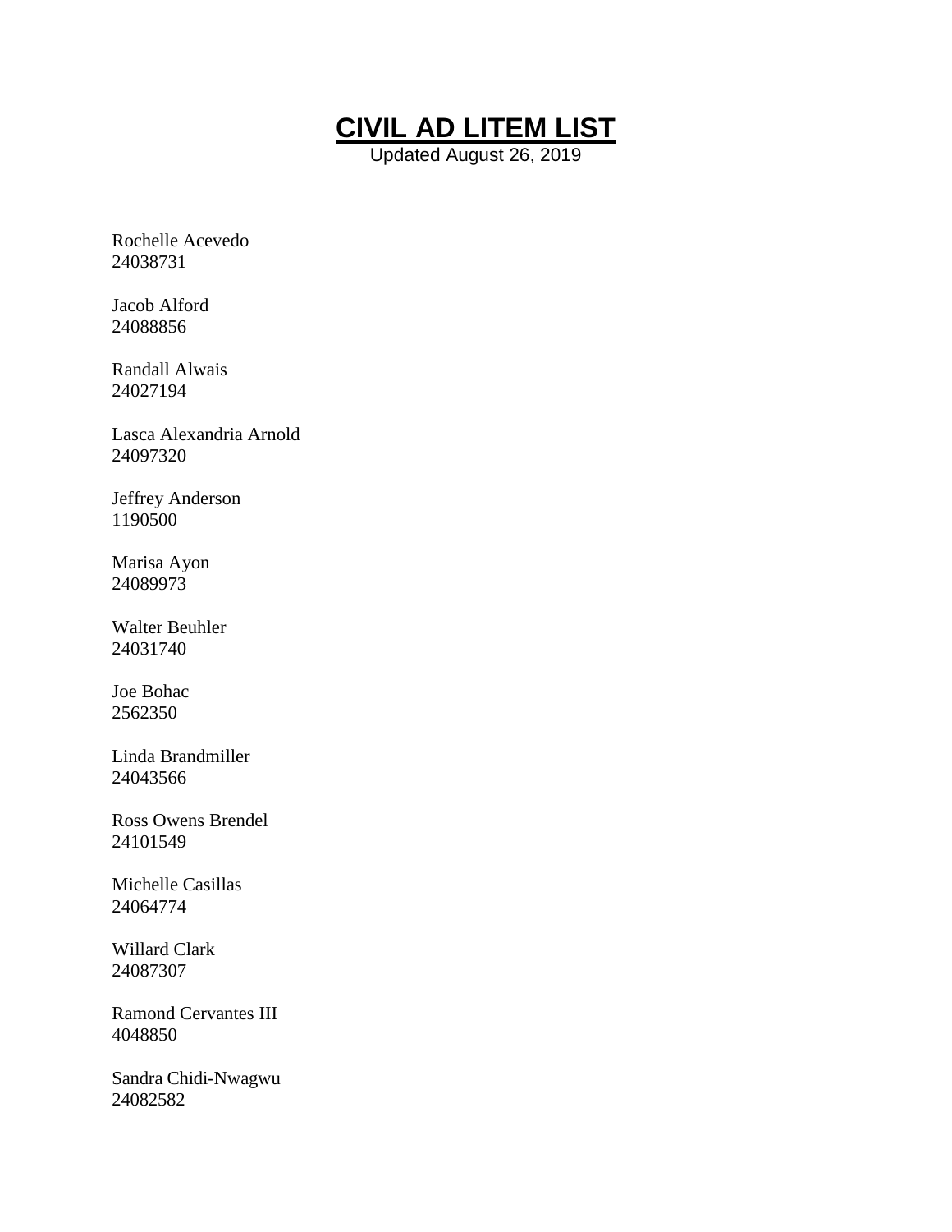# CIVIL AD LITEM LIST

Updated August 26, 2019

Rochelle Acevedo
24038731

Jacob Alford
24088856

Randall Alwais
24027194

Lasca Alexandria Arnold
24097320

Jeffrey Anderson
1190500

Marisa Ayon
24089973

Walter Beuhler
24031740

Joe Bohac
2562350

Linda Brandmiller
24043566

Ross Owens Brendel
24101549

Michelle Casillas
24064774

Willard Clark
24087307

Ramond Cervantes III
4048850

Sandra Chidi-Nwagwu
24082582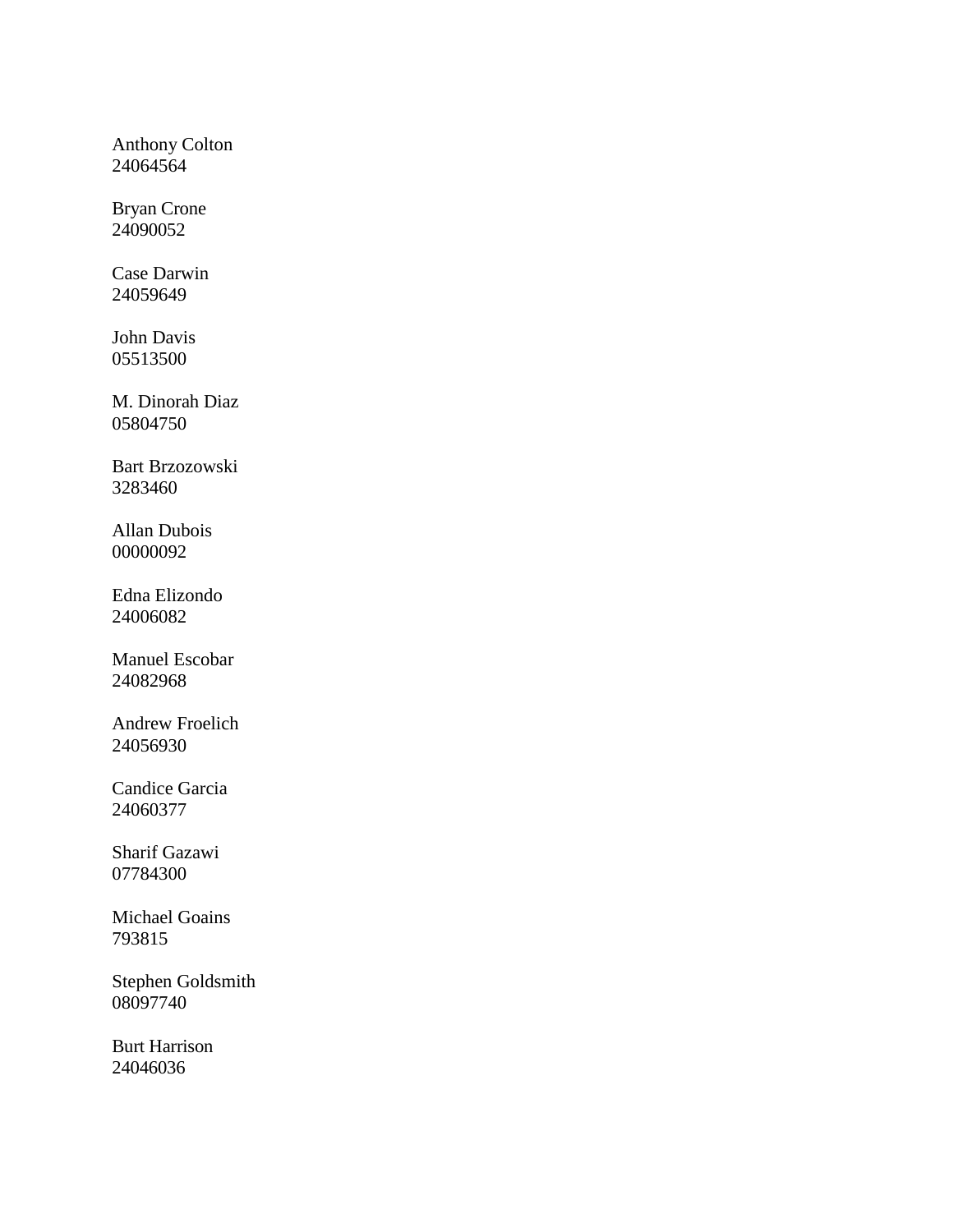Anthony Colton
24064564

Bryan Crone
24090052

Case Darwin
24059649

John Davis
05513500

M. Dinorah Diaz
05804750

Bart Brzozowski
3283460

Allan Dubois
00000092

Edna Elizondo
24006082

Manuel Escobar
24082968

Andrew Froelich
24056930

Candice Garcia
24060377

Sharif Gazawi
07784300

Michael Goains
793815

Stephen Goldsmith
08097740

Burt Harrison
24046036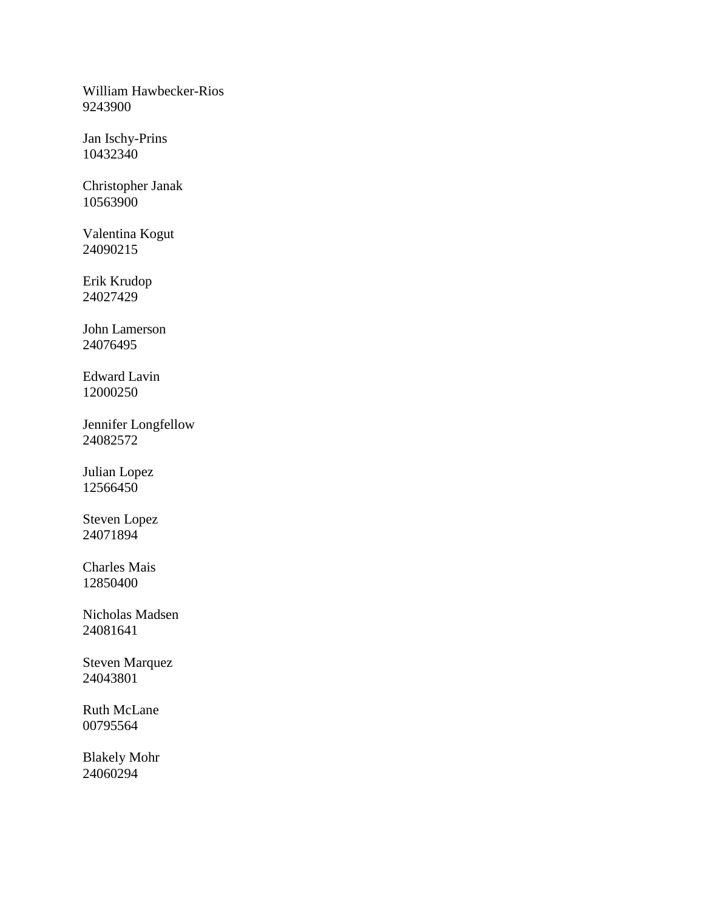William Hawbecker-Rios
9243900

Jan Ischy-Prins
10432340

Christopher Janak
10563900

Valentina Kogut
24090215

Erik Krudop
24027429

John Lamerson
24076495

Edward Lavin
12000250

Jennifer Longfellow
24082572

Julian Lopez
12566450

Steven Lopez
24071894

Charles Mais
12850400

Nicholas Madsen
24081641

Steven Marquez
24043801

Ruth McLane
00795564

Blakely Mohr
24060294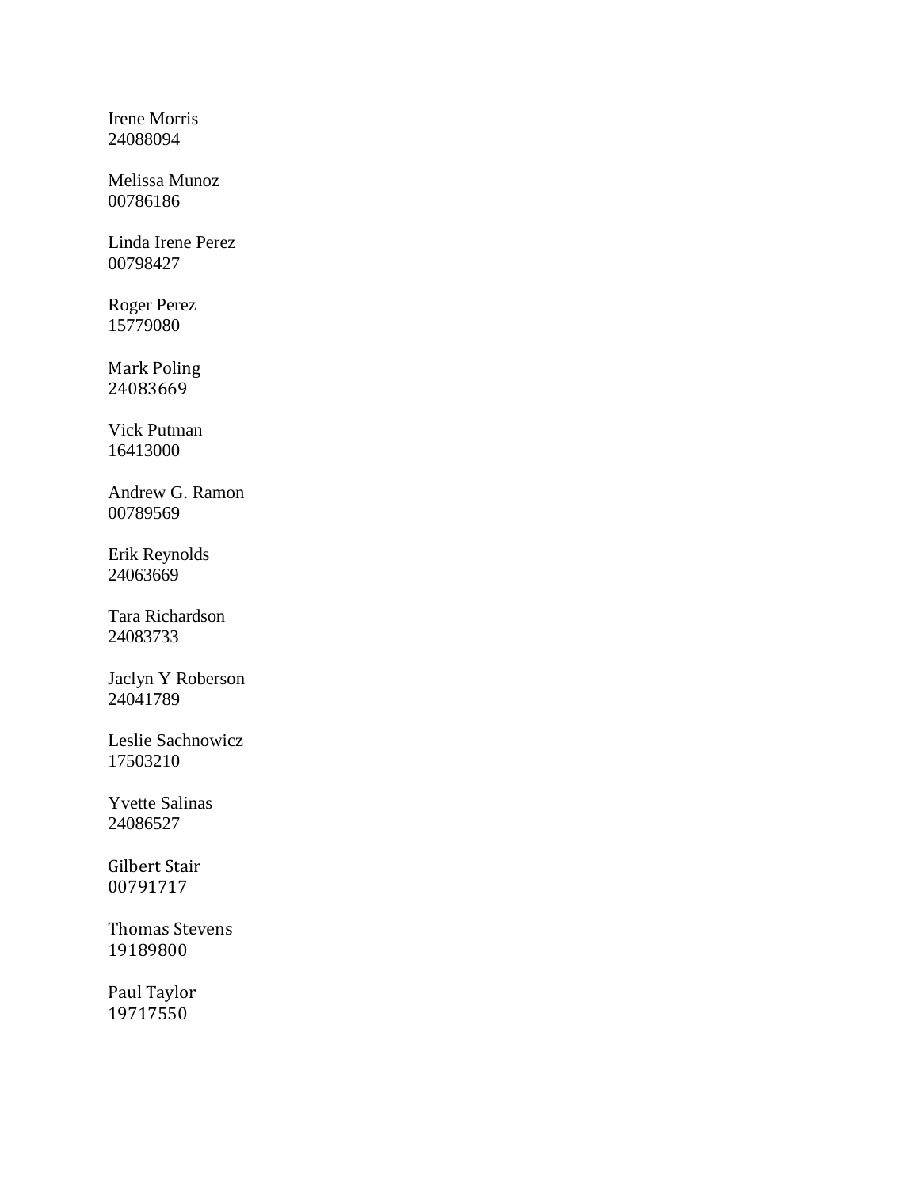Irene Morris
24088094

Melissa Munoz
00786186

Linda Irene Perez
00798427

Roger Perez
15779080

Mark Poling
24083669

Vick Putman
16413000

Andrew G. Ramon
00789569

Erik Reynolds
24063669

Tara Richardson
24083733

Jaclyn Y Roberson
24041789

Leslie Sachnowicz
17503210

Yvette Salinas
24086527

Gilbert Stair
00791717

Thomas Stevens
19189800

Paul Taylor
19717550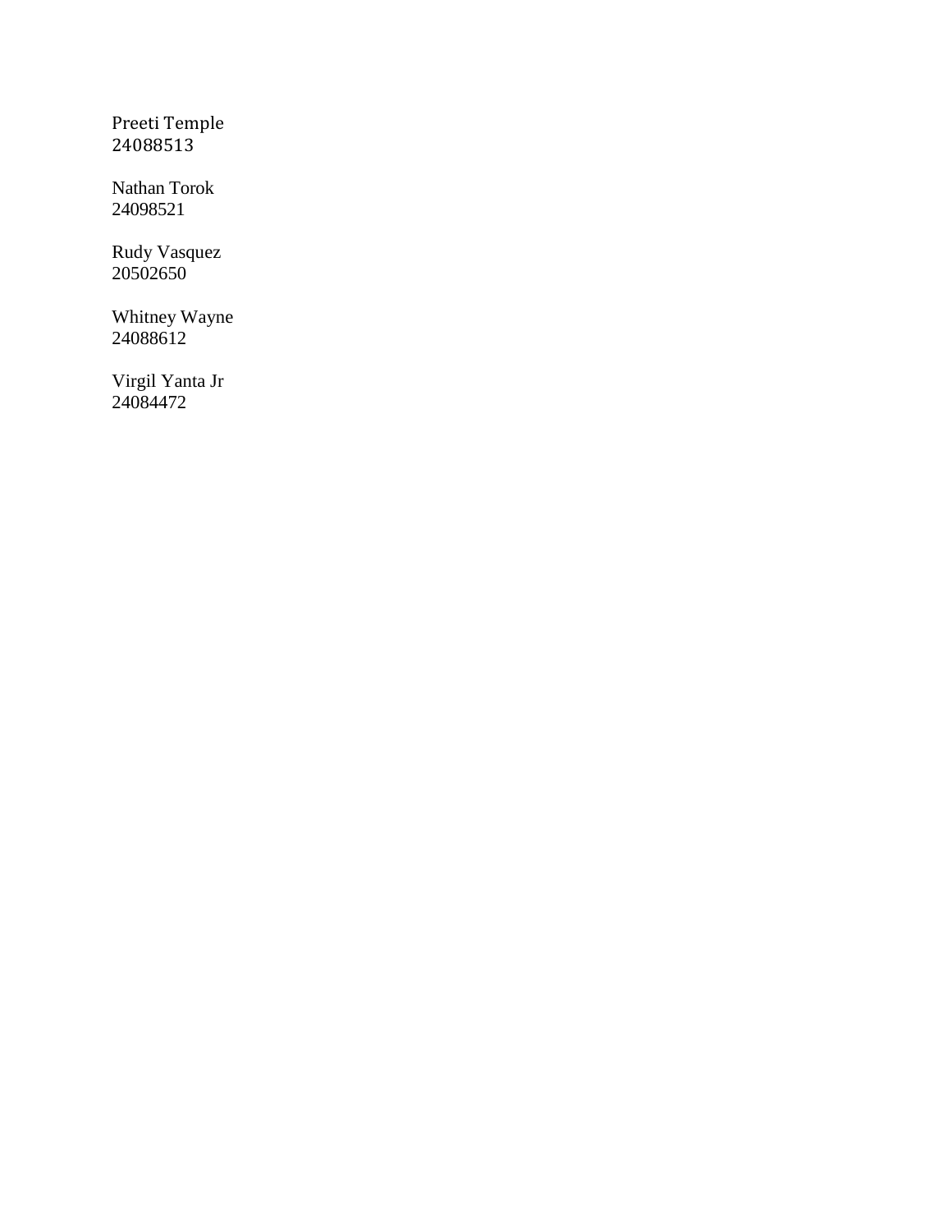Preeti Temple
24088513

Nathan Torok
24098521

Rudy Vasquez
20502650

Whitney Wayne
24088612

Virgil Yanta Jr
24084472